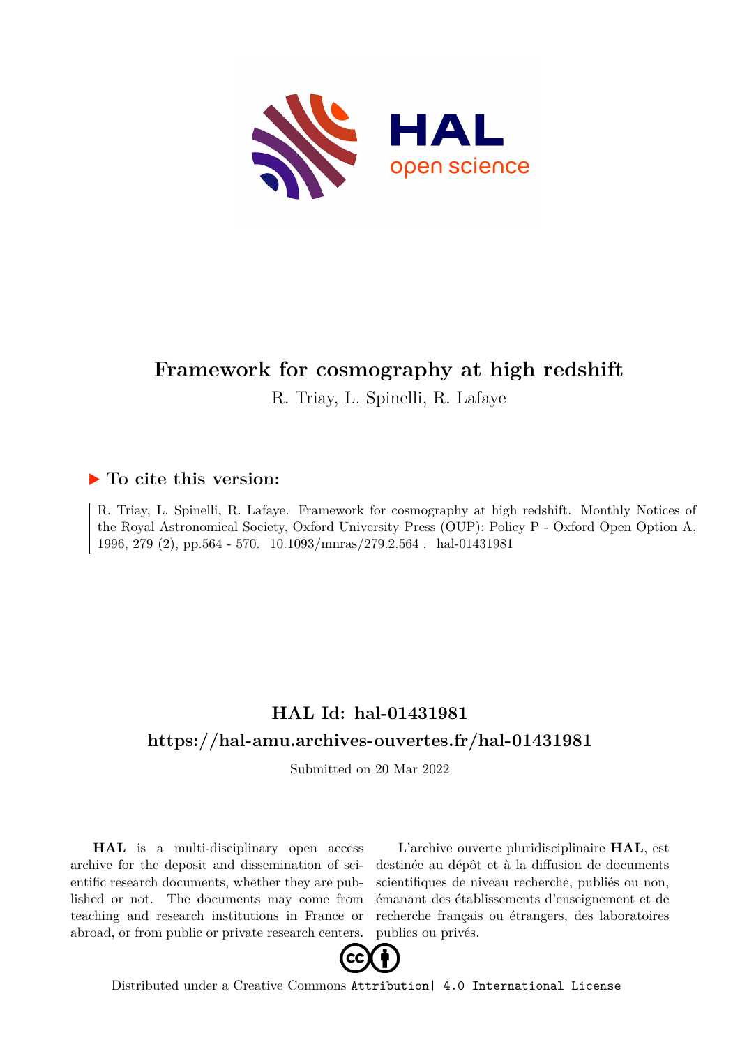# Framework for cosmography at high redshift

R. Triay, L. Spinelli, R. Lafaye

## ▶ To cite this version:

R. Triay, L. Spinelli, R. Lafaye. Framework for cosmography at high redshift. Monthly Notices of the Royal Astronomical Society, Oxford University Press (OUP): Policy P - Oxford Open Option A, 1996, 279 (2), pp.564 - 570. 10.1093/mnras/279.2.564 . hal-01431981

## HAL Id: hal-01431981

## https://hal-amu.archives-ouvertes.fr/hal-01431981

Submitted on 20 Mar 2022

**HAL** is a multi-disciplinary open access archive for the deposit and dissemination of scientific research documents, whether they are published or not. The documents may come from teaching and research institutions in France or abroad, or from public or private research centers.

L'archive ouverte pluridisciplinaire **HAL**, est destinée au dépôt et à la diffusion de documents scientifiques de niveau recherche, publiés ou non, émanant des établissements d'enseignement et de recherche français ou étrangers, des laboratoires publics ou privés.

Distributed under a Creative Commons Attribution| 4.0 International License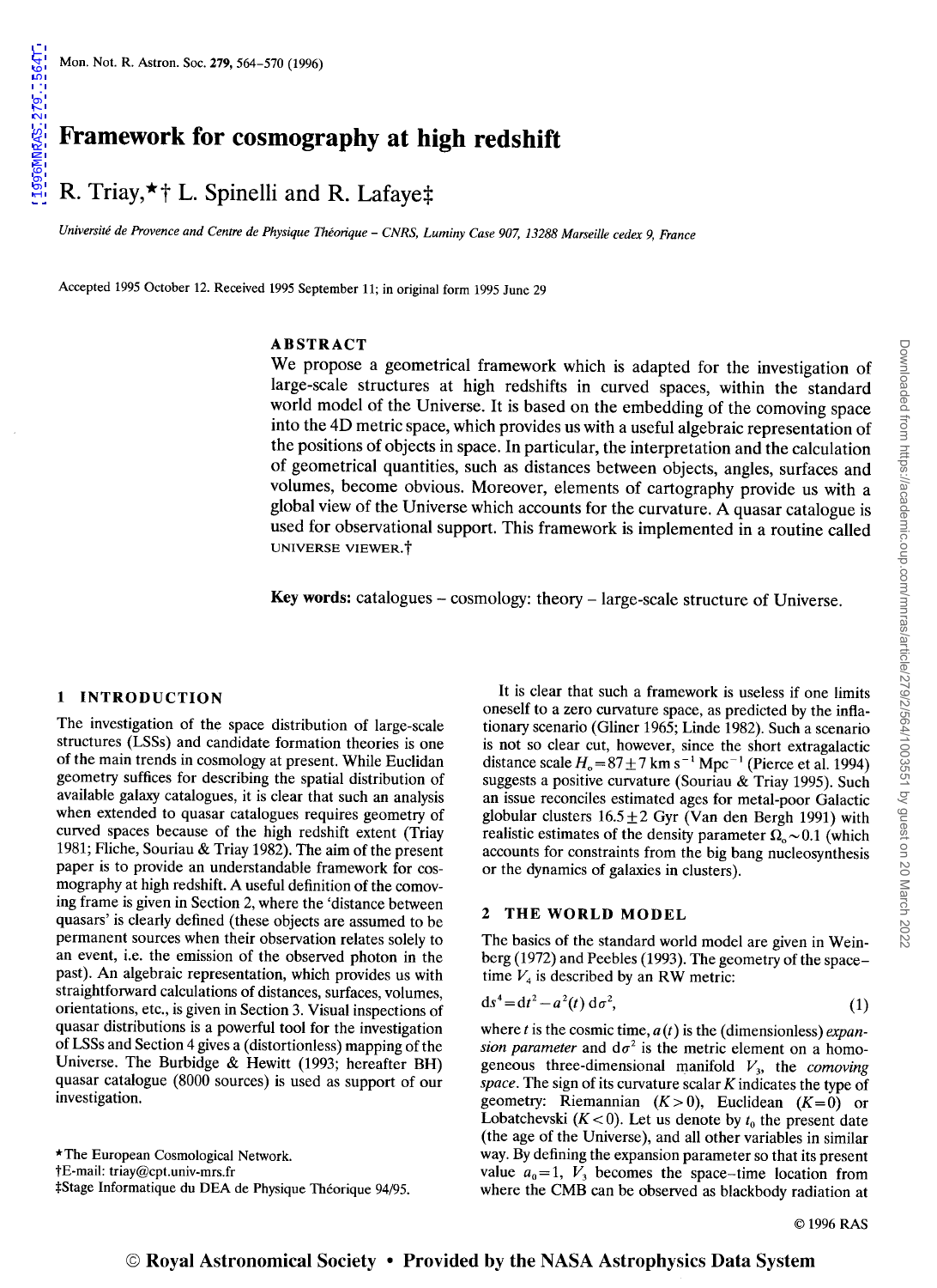# Framework for cosmography at high redshift

R. Triay,*† L. Spinelli and R. Lafaye‡

*Université de Provence and Centre de Physique Théorique – CNRS, Luminy Case 907, 13288 Marseille cedex 9, France*

Accepted 1995 October 12. Received 1995 September 11; in original form 1995 June 29

## ABSTRACT

We propose a geometrical framework which is adapted for the investigation of large-scale structures at high redshifts in curved spaces, within the standard world model of the Universe. It is based on the embedding of the comoving space into the 4D metric space, which provides us with a useful algebraic representation of the positions of objects in space. In particular, the interpretation and the calculation of geometrical quantities, such as distances between objects, angles, surfaces and volumes, become obvious. Moreover, elements of cartography provide us with a global view of the Universe which accounts for the curvature. A quasar catalogue is used for observational support. This framework is implemented in a routine called UNIVERSE VIEWER.†

**Key words:** catalogues – cosmology: theory – large-scale structure of Universe.

## 1 INTRODUCTION

The investigation of the space distribution of large-scale structures (LSSs) and candidate formation theories is one of the main trends in cosmology at present. While Euclidan geometry suffices for describing the spatial distribution of available galaxy catalogues, it is clear that such an analysis when extended to quasar catalogues requires geometry of curved spaces because of the high redshift extent (Triay 1981; Fliche, Souriau & Triay 1982). The aim of the present paper is to provide an understandable framework for cosmography at high redshift. A useful definition of the comoving frame is given in Section 2, where the 'distance between quasars' is clearly defined (these objects are assumed to be permanent sources when their observation relates solely to an event, i.e. the emission of the observed photon in the past). An algebraic representation, which provides us with straightforward calculations of distances, surfaces, volumes, orientations, etc., is given in Section 3. Visual inspections of quasar distributions is a powerful tool for the investigation of LSSs and Section 4 gives a (distortionless) mapping of the Universe. The Burbidge & Hewitt (1993; hereafter BH) quasar catalogue (8000 sources) is used as support of our investigation.

It is clear that such a framework is useless if one limits oneself to a zero curvature space, as predicted by the inflationary scenario (Gliner 1965; Linde 1982). Such a scenario is not so clear cut, however, since the short extragalactic distance scale $H_o = 87 \pm 7$ km s$^{-1}$ Mpc$^{-1}$ (Pierce et al. 1994) suggests a positive curvature (Souriau & Triay 1995). Such an issue reconciles estimated ages for metal-poor Galactic globular clusters $16.5 \pm 2$ Gyr (Van den Bergh 1991) with realistic estimates of the density parameter $\Omega_o \sim 0.1$ (which accounts for constraints from the big bang nucleosynthesis or the dynamics of galaxies in clusters).

## 2 THE WORLD MODEL

The basics of the standard world model are given in Weinberg (1972) and Peebles (1993). The geometry of the space–time $V_4$ is described by an RW metric:

$$ds^4 = dt^2 - a^2(t)\, d\sigma^2, \tag{1}$$

where $t$ is the cosmic time, $a(t)$ is the (dimensionless) *expansion parameter* and $d\sigma^2$ is the metric element on a homogeneous three-dimensional manifold $V_3$, the *comoving space*. The sign of its curvature scalar $K$ indicates the type of geometry: Riemannian ($K > 0$), Euclidean ($K = 0$) or Lobatchevski ($K < 0$). Let us denote by $t_0$ the present date (the age of the Universe), and all other variables in similar way. By defining the expansion parameter so that its present value $a_0 = 1$, $V_3$ becomes the space–time location from where the CMB can be observed as blackbody radiation at

*The European Cosmological Network.
†E-mail: triay@cpt.univ-mrs.fr
‡Stage Informatique du DEA de Physique Théorique 94/95.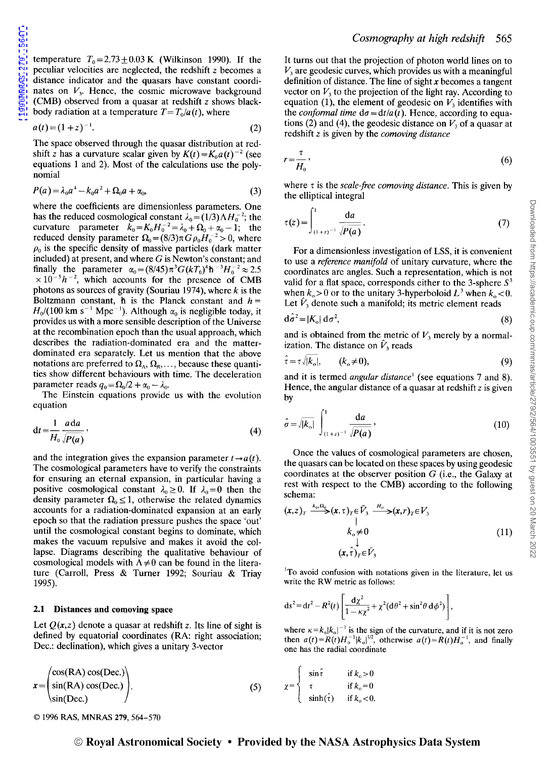temperature $T_0 = 2.73 \pm 0.03$ K (Wilkinson 1990). If the peculiar velocities are neglected, the redshift $z$ becomes a distance indicator and the quasars have constant coordinates on $V_3$. Hence, the cosmic microwave background (CMB) observed from a quasar at redshift $z$ shows black-body radiation at a temperature $T = T_0/a(t)$, where

$$a(t) = (1+z)^{-1}. \tag{2}$$

The space observed through the quasar distribution at redshift $z$ has a curvature scalar given by $K(t) = K_0 a(t)^{-2}$ (see equations 1 and 2). Most of the calculations use the polynomial

$$P(a) = \lambda_0 a^4 - k_0 a^2 + \Omega_0 a + \alpha_0, \tag{3}$$

where the coefficients are dimensionless parameters. One has the reduced cosmological constant $\lambda_0 = (1/3)\Lambda H_0^{-2}$; the curvature parameter $k_0 = K_0 H_0^{-2} = \lambda_0 + \Omega_0 + \alpha_0 - 1$; the reduced density parameter $\Omega_0 = (8/3)\pi G \rho_0 H_0^{-2} > 0$, where $\rho_0$ is the specific density of massive particles (dark matter included) at present, and where $G$ is Newton's constant; and finally the parameter $\alpha_0 = (8/45)\pi^3 G (kT_0)^4 \hbar^{-3} H_0^{-2} \approx 2.5 \times 10^{-5} h^{-2}$, which accounts for the presence of CMB photons as sources of gravity (Souriau 1974), where $k$ is the Boltzmann constant, $\hbar$ is the Planck constant and $h = H_0/(100\ \mathrm{km\ s^{-1}\ Mpc^{-1}})$. Although $\alpha_0$ is negligible today, it provides us with a more sensible description of the Universe at the recombination epoch than the usual approach, which describes the radiation-dominated era and the matter-dominated era separately. Let us mention that the above notations are preferred to $\Omega_\Lambda$, $\Omega_R, \ldots$, because these quantities show different behaviours with time. The deceleration parameter reads $q_0 = \Omega_0/2 + \alpha_0 - \lambda_0$.

The Einstein equations provide us with the evolution equation

$$\mathrm{d}t = \frac{1}{H_0} \frac{a\,\mathrm{d}a}{\sqrt{P(a)}}, \tag{4}$$

and the integration gives the expansion parameter $t \rightarrow a(t)$. The cosmological parameters have to verify the constraints for ensuring an eternal expansion, in particular having a positive cosmological constant $\lambda_0 \geq 0$. If $\lambda_0 = 0$ then the density parameter $\Omega_0 \leq 1$, otherwise the related dynamics accounts for a radiation-dominated expansion at an early epoch so that the radiation pressure pushes the space 'out' until the cosmological constant begins to dominate, which makes the vacuum repulsive and makes it avoid the collapse. Diagrams describing the qualitative behaviour of cosmological models with $\Lambda \neq 0$ can be found in the literature (Carroll, Press & Turner 1992; Souriau & Triay 1995).

### 2.1 Distances and comoving space

Let $Q(\boldsymbol{x}, z)$ denote a quasar at redshift $z$. Its line of sight is defined by equatorial coordinates (RA: right association; Dec.: declination), which gives a unitary 3-vector

$$\boldsymbol{x} = \begin{pmatrix} \cos(\mathrm{RA})\cos(\mathrm{Dec.}) \\ \sin(\mathrm{RA})\cos(\mathrm{Dec.}) \\ \sin(\mathrm{Dec.}) \end{pmatrix}. \tag{5}$$

It turns out that the projection of photon world lines on to $V_3$ are geodesic curves, which provides us with a meaningful definition of distance. The line of sight $\boldsymbol{x}$ becomes a tangent vector on $V_3$ to the projection of the light ray. According to equation (1), the element of geodesic on $V_3$ identifies with the *conformal time* $\mathrm{d}\sigma = \mathrm{d}t/a(t)$. Hence, according to equations (2) and (4), the geodesic distance on $V_3$ of a quasar at redshift $z$ is given by the *comoving distance*

$$r = \frac{\tau}{H_0}, \tag{6}$$

where $\tau$ is the *scale-free comoving distance*. This is given by the elliptical integral

$$\tau(z) = \int_{(1+z)^{-1}}^{1} \frac{\mathrm{d}a}{\sqrt{P(a)}}. \tag{7}$$

For a dimensionless investigation of LSS, it is convenient to use a *reference manifold* of unitary curvature, where the coordinates are angles. Such a representation, which is not valid for a flat space, corresponds either to the 3-sphere $S^3$ when $k_0 > 0$ or to the unitary 3-hyperboloid $L^3$ when $k_0 < 0$. Let $\hat{V}_3$ denote such a manifold; its metric element reads

$$\mathrm{d}\hat{\sigma}^2 = |K_0|\,\mathrm{d}\sigma^2, \tag{8}$$

and is obtained from the metric of $V_3$ merely by a normalization. The distance on $\hat{V}_3$ reads

$$\hat{\tau} = \tau\sqrt{|k_0|}, \qquad (k_0 \neq 0), \tag{9}$$

and it is termed *angular distance*[1] (see equations 7 and 8). Hence, the angular distance of a quasar at redshift $z$ is given by

$$\hat{\sigma} = \sqrt{|k_0|} \int_{(1+z)^{-1}}^{1} \frac{\mathrm{d}a}{\sqrt{P(a)}}, \tag{10}$$

Once the values of cosmological parameters are chosen, the quasars can be located on these spaces by using geodesic coordinates at the observer position $G$ (i.e., the Galaxy at rest with respect to the CMB) according to the following schema:

$$\begin{array}{ccccc} (\boldsymbol{x}, z)_T & \xrightarrow{k_0, \Omega_0} & (\boldsymbol{x}, \tau)_T \in \tilde{V}_3 & \xrightarrow{H_0} & (\boldsymbol{x}, r)_T \in V_3 \\ & & | & & \\ & & k_0 \neq 0 & & \\ & & \downarrow & & \\ & & (\boldsymbol{x}, \hat{\tau})_T \in \hat{V}_3 & & \end{array} \tag{11}$$

[1] To avoid confusion with notations given in the literature, let us write the RW metric as follows:

$$\mathrm{d}s^2 = \mathrm{d}t^2 - R^2(t)\left[\frac{\mathrm{d}\chi^2}{1 - \kappa\chi^2} + \chi^2(\mathrm{d}\theta^2 + \sin^2\theta\,\mathrm{d}\phi^2)\right],$$

where $\kappa = k_0|k_0|^{-1}$ is the sign of the curvature, and if it is not zero then $a(t) = R(t)H_0^{-1}|k_0|^{1/2}$, otherwise $a(t) = R(t)H_0^{-1}$, and finally one has the radial coordinate

$$\chi = \begin{cases} \sin\hat{\tau} & \text{if } k_0 > 0 \\ \tau & \text{if } k_0 = 0 \\ \sinh(\hat{\tau}) & \text{if } k_0 < 0. \end{cases}$$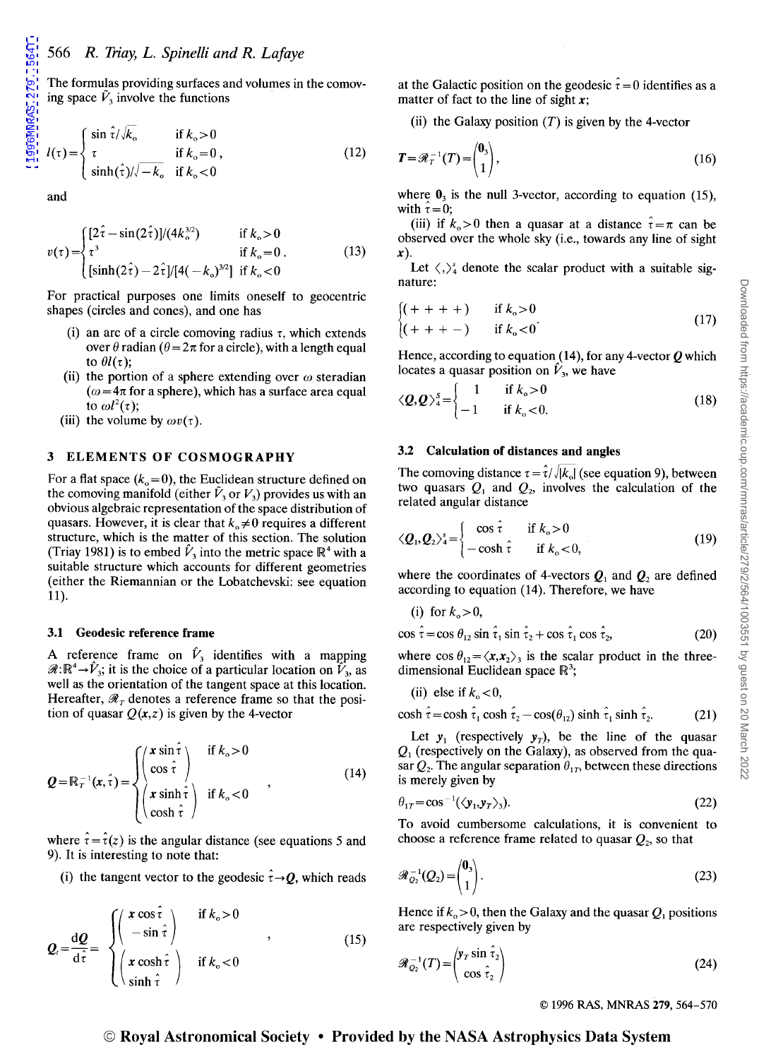The formulas providing surfaces and volumes in the comoving space $\tilde{V}_3$ involve the functions

$$l(\tau)=\begin{cases}\sin\hat{\tau}/\sqrt{k_o} & \text{if } k_o>0\\ \tau & \text{if } k_o=0\\ \sinh(\hat{\tau})/\sqrt{-k_o} & \text{if } k_o<0\end{cases}, \tag{12}$$

and

$$v(\tau)=\begin{cases}[2\hat{\tau}-\sin(2\hat{\tau})]/(4k_o^{3/2}) & \text{if } k_o>0\\ \tau^3 & \text{if } k_o=0\\ [\sinh(2\hat{\tau})-2\hat{\tau}]/[4(-k_o)^{3/2}] & \text{if } k_o<0\end{cases}. \tag{13}$$

For practical purposes one limits oneself to geocentric shapes (circles and cones), and one has

(i) an arc of a circle comoving radius $\tau$, which extends over $\theta$ radian ($\theta=2\pi$ for a circle), with a length equal to $\theta l(\tau)$;

(ii) the portion of a sphere extending over $\omega$ steradian ($\omega=4\pi$ for a sphere), which has a surface area equal to $\omega l^2(\tau)$;

(iii) the volume by $\omega v(\tau)$.

## 3 ELEMENTS OF COSMOGRAPHY

For a flat space ($k_o=0$), the Euclidean structure defined on the comoving manifold (either $\tilde{V}_3$ or $V_3$) provides us with an obvious algebraic representation of the space distribution of quasars. However, it is clear that $k_o\neq 0$ requires a different structure, which is the matter of this section. The solution (Triay 1981) is to embed $\tilde{V}_3$ into the metric space $\mathbb{R}^4$ with a suitable structure which accounts for different geometries (either the Riemannian or the Lobatchevski: see equation 11).

### 3.1 Geodesic reference frame

A reference frame on $\tilde{V}_3$ identifies with a mapping $\mathscr{R}:\mathbb{R}^4\rightarrow\tilde{V}_3$; it is the choice of a particular location on $\tilde{V}_3$, as well as the orientation of the tangent space at this location. Hereafter, $\mathscr{R}_T$ denotes a reference frame so that the position of quasar $Q(\boldsymbol{x},z)$ is given by the 4-vector

$$\boldsymbol{Q}=\mathbb{R}_T^{-1}(\boldsymbol{x},\hat{\tau})=\begin{cases}\begin{pmatrix}\boldsymbol{x}\sin\hat{\tau}\\ \cos\hat{\tau}\end{pmatrix} & \text{if } k_o>0\\[2ex] \begin{pmatrix}\boldsymbol{x}\sinh\hat{\tau}\\ \cosh\hat{\tau}\end{pmatrix} & \text{if } k_o<0\end{cases}, \tag{14}$$

where $\hat{\tau}=\hat{\tau}(z)$ is the angular distance (see equations 5 and 9). It is interesting to note that:

(i) the tangent vector to the geodesic $\hat{\tau}\rightarrow\boldsymbol{Q}$, which reads

$$\boldsymbol{Q}_t=\frac{\mathrm{d}\boldsymbol{Q}}{\mathrm{d}\hat{\tau}}=\begin{cases}\begin{pmatrix}\boldsymbol{x}\cos\hat{\tau}\\ -\sin\hat{\tau}\end{pmatrix} & \text{if } k_o>0\\[2ex] \begin{pmatrix}\boldsymbol{x}\cosh\hat{\tau}\\ \sinh\hat{\tau}\end{pmatrix} & \text{if } k_o<0\end{cases}, \tag{15}$$

at the Galactic position on the geodesic $\hat{\tau}=0$ identifies as a matter of fact to the line of sight $\boldsymbol{x}$;

(ii) the Galaxy position ($T$) is given by the 4-vector

$$\boldsymbol{T}=\mathscr{R}_T^{-1}(T)=\begin{pmatrix}\boldsymbol{0}_3\\ 1\end{pmatrix}, \tag{16}$$

where $\boldsymbol{0}_3$ is the null 3-vector, according to equation (15), with $\hat{\tau}=0$;

(iii) if $k_o>0$ then a quasar at a distance $\hat{\tau}=\pi$ can be observed over the whole sky (i.e., towards any line of sight $\boldsymbol{x}$).

Let $\langle,\rangle_4^s$ denote the scalar product with a suitable signature:

$$\begin{cases}(++++) & \text{if } k_o>0\\ (+++-) & \text{if } k_o<0\end{cases}. \tag{17}$$

Hence, according to equation (14), for any 4-vector $\boldsymbol{Q}$ which locates a quasar position on $\tilde{V}_3$, we have

$$\langle\boldsymbol{Q},\boldsymbol{Q}\rangle_4^s=\begin{cases}1 & \text{if } k_o>0\\ -1 & \text{if } k_o<0.\end{cases} \tag{18}$$

### 3.2 Calculation of distances and angles

The comoving distance $\tau=\hat{\tau}/\sqrt{|k_o|}$ (see equation 9), between two quasars $Q_1$ and $Q_2$, involves the calculation of the related angular distance

$$\langle\boldsymbol{Q}_1,\boldsymbol{Q}_2\rangle_4^s=\begin{cases}\cos\hat{\tau} & \text{if } k_o>0\\ -\cosh\hat{\tau} & \text{if } k_o<0,\end{cases} \tag{19}$$

where the coordinates of 4-vectors $\boldsymbol{Q}_1$ and $\boldsymbol{Q}_2$ are defined according to equation (14). Therefore, we have

(i) for $k_o>0$,

$$\cos\hat{\tau}=\cos\theta_{12}\sin\hat{\tau}_1\sin\hat{\tau}_2+\cos\hat{\tau}_1\cos\hat{\tau}_2, \tag{20}$$

where $\cos\theta_{12}=\langle\boldsymbol{x}_1,\boldsymbol{x}_2\rangle_3$ is the scalar product in the three-dimensional Euclidean space $\mathbb{R}^3$;

(ii) else if $k_o<0$,

$$\cosh\hat{\tau}=\cosh\hat{\tau}_1\cosh\hat{\tau}_2-\cos(\theta_{12})\sinh\hat{\tau}_1\sinh\hat{\tau}_2. \tag{21}$$

Let $\boldsymbol{y}_1$ (respectively $\boldsymbol{y}_T$), be the line of the quasar $Q_1$ (respectively on the Galaxy), as observed from the quasar $Q_2$. The angular separation $\theta_{1T}$, between these directions is merely given by

$$\theta_{1T}=\cos^{-1}(\langle\boldsymbol{y}_1,\boldsymbol{y}_T\rangle_3). \tag{22}$$

To avoid cumbersome calculations, it is convenient to choose a reference frame related to quasar $Q_2$, so that

$$\mathscr{R}_{Q_2}^{-1}(Q_2)=\begin{pmatrix}\boldsymbol{0}_3\\ 1\end{pmatrix}. \tag{23}$$

Hence if $k_o>0$, then the Galaxy and the quasar $Q_1$ positions are respectively given by

$$\mathscr{R}_{Q_2}^{-1}(T)=\begin{pmatrix}\boldsymbol{y}_T\sin\hat{\tau}_2\\ \cos\hat{\tau}_2\end{pmatrix} \tag{24}$$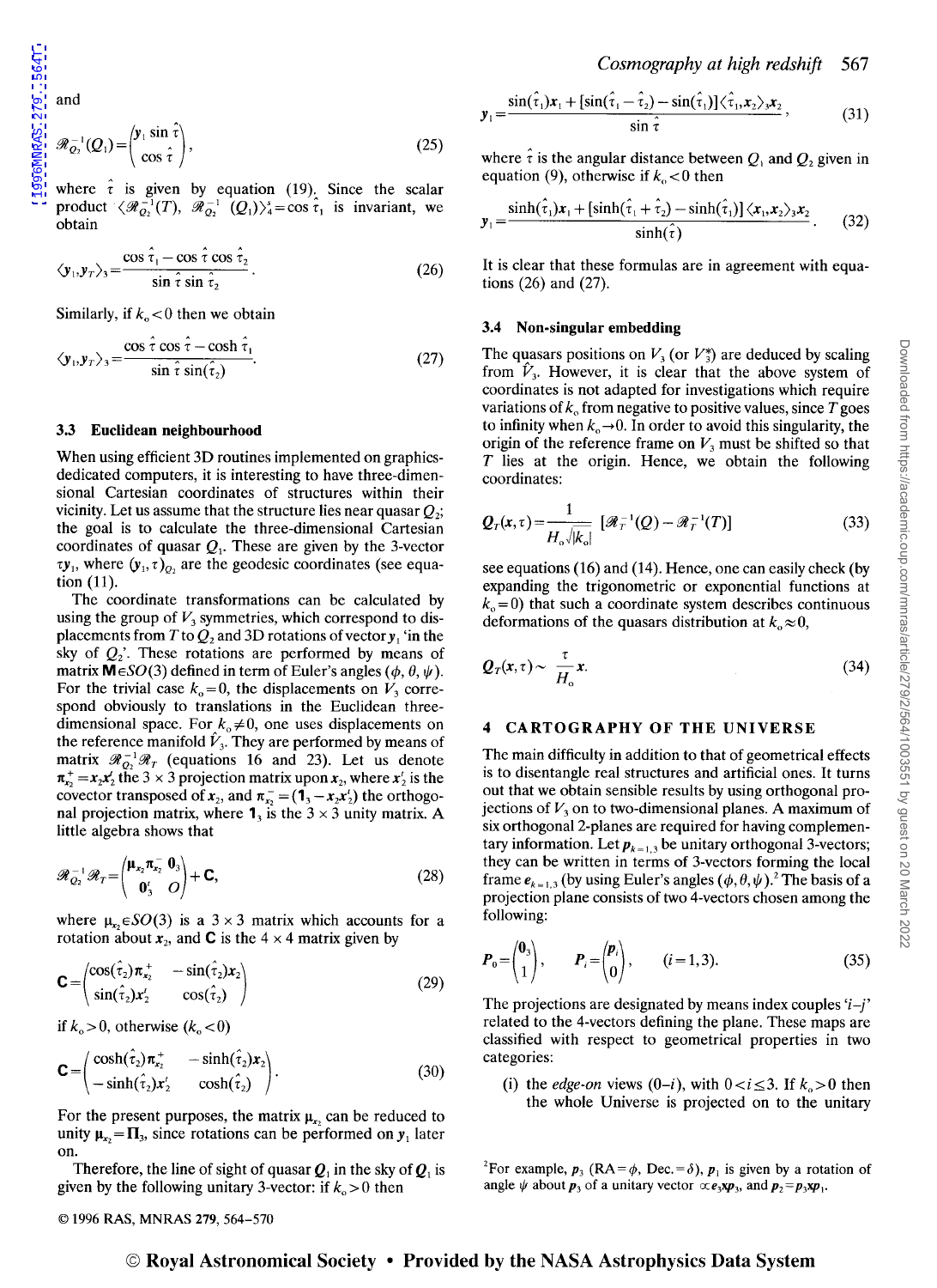and

$$\mathscr{R}_{Q_2}^{-1}(Q_1)=\begin{pmatrix} y_1 \sin\hat{\tau} \\ \cos\hat{\tau} \end{pmatrix}, \tag{25}$$

where $\hat{\tau}$ is given by equation (19). Since the scalar product $\langle \mathscr{R}_{Q_2}^{-1}(T), \mathscr{R}_{Q_2}^{-1}(Q_1)\rangle_4^s = \cos\hat{\tau}_1$ is invariant, we obtain

$$\langle y_1, y_T\rangle_3 = \frac{\cos\hat{\tau}_1 - \cos\hat{\tau}\cos\hat{\tau}_2}{\sin\hat{\tau}\sin\hat{\tau}_2}. \tag{26}$$

Similarly, if $k_o<0$ then we obtain

$$\langle y_1, y_T\rangle_3 = \frac{\cos\hat{\tau}\cos\hat{\tau} - \cosh\hat{\tau}_1}{\sin\hat{\tau}\sin(\hat{\tau}_2)}. \tag{27}$$

### 3.3 Euclidean neighbourhood

When using efficient 3D routines implemented on graphics-dedicated computers, it is interesting to have three-dimensional Cartesian coordinates of structures within their vicinity. Let us assume that the structure lies near quasar $Q_2$; the goal is to calculate the three-dimensional Cartesian coordinates of quasar $Q_1$. These are given by the 3-vector $\tau y_1$, where $(y_1, \tau)_{Q_2}$ are the geodesic coordinates (see equation (11).

The coordinate transformations can be calculated by using the group of $V_3$ symmetries, which correspond to displacements from $T$ to $Q_2$ and 3D rotations of vector $y_1$ 'in the sky of $Q_2$'. These rotations are performed by means of matrix $\mathbf{M}\in SO(3)$ defined in term of Euler's angles $(\phi, \theta, \psi)$. For the trivial case $k_o=0$, the displacements on $V_3$ correspond obviously to translations in the Euclidean three-dimensional space. For $k_o\neq 0$, one uses displacements on the reference manifold $\hat{V}_3$. They are performed by means of matrix $\mathscr{R}_{Q_2}^{-1}\mathscr{R}_T$ (equations 16 and 23). Let us denote $\pi_{x_2}^+ = x_2 x_2^t$ the $3\times 3$ projection matrix upon $x_2$, where $x_2^t$ is the covector transposed of $x_2$, and $\pi_{x_2}^- = (\mathbf{1}_3 - x_2 x_2^t)$ the orthogonal projection matrix, where $\mathbf{1}_3$ is the $3\times 3$ unity matrix. A little algebra shows that

$$\mathscr{R}_{Q_2}^{-1}\mathscr{R}_T = \begin{pmatrix} \mu_{x_2}\pi_{x_2}^- & 0_3 \\ 0_3^t & O \end{pmatrix} + \mathbf{C}, \tag{28}$$

where $\mu_{x_2}\in SO(3)$ is a $3\times 3$ matrix which accounts for a rotation about $x_2$, and $\mathbf{C}$ is the $4\times 4$ matrix given by

$$\mathbf{C} = \begin{pmatrix} \cos(\hat{\tau}_2)\pi_{x_2}^+ & -\sin(\hat{\tau}_2)x_2 \\ \sin(\hat{\tau}_2)x_2^t & \cos(\hat{\tau}_2) \end{pmatrix} \tag{29}$$

if $k_o>0$, otherwise $(k_o<0)$

$$\mathbf{C} = \begin{pmatrix} \cosh(\hat{\tau}_2)\pi_{x_2}^+ & -\sinh(\hat{\tau}_2)x_2 \\ -\sinh(\hat{\tau}_2)x_2^t & \cosh(\hat{\tau}_2) \end{pmatrix}. \tag{30}$$

For the present purposes, the matrix $\mu_{x_2}$ can be reduced to unity $\mu_{x_2}=\Pi_3$, since rotations can be performed on $y_1$ later on.

Therefore, the line of sight of quasar $Q_1$ in the sky of $Q_1$ is given by the following unitary 3-vector: if $k_o>0$ then

$$y_1 = \frac{\sin(\hat{\tau}_1)x_1 + [\sin(\hat{\tau}_1-\hat{\tau}_2) - \sin(\hat{\tau}_1)]\langle \hat{\tau}_1, x_2\rangle_3 x_2}{\sin\hat{\tau}}, \tag{31}$$

where $\hat{\tau}$ is the angular distance between $Q_1$ and $Q_2$ given in equation (9), otherwise if $k_o<0$ then

$$y_1 = \frac{\sinh(\hat{\tau}_1)x_1 + [\sinh(\hat{\tau}_1+\hat{\tau}_2) - \sinh(\hat{\tau}_1)]\langle x_1, x_2\rangle_3 x_2}{\sinh(\hat{\tau})}. \tag{32}$$

It is clear that these formulas are in agreement with equations (26) and (27).

### 3.4 Non-singular embedding

The quasars positions on $V_3$ (or $V_3^*$) are deduced by scaling from $\hat{V}_3$. However, it is clear that the above system of coordinates is not adapted for investigations which require variations of $k_o$ from negative to positive values, since $T$ goes to infinity when $k_o\to 0$. In order to avoid this singularity, the origin of the reference frame on $V_3$ must be shifted so that $T$ lies at the origin. Hence, we obtain the following coordinates:

$$Q_T(x,\tau) = \frac{1}{H_o\sqrt{|k_o|}}\,[\mathscr{R}_T^{-1}(Q) - \mathscr{R}_T^{-1}(T)] \tag{33}$$

see equations (16) and (14). Hence, one can easily check (by expanding the trigonometric or exponential functions at $k_o=0$) that such a coordinate system describes continuous deformations of the quasars distribution at $k_o\approx 0$,

$$Q_T(x,\tau) \sim \frac{\tau}{H_o}x. \tag{34}$$

## 4 CARTOGRAPHY OF THE UNIVERSE

The main difficulty in addition to that of geometrical effects is to disentangle real structures and artificial ones. It turns out that we obtain sensible results by using orthogonal projections of $V_3$ on to two-dimensional planes. A maximum of six orthogonal 2-planes are required for having complementary information. Let $p_{k=1,3}$ be unitary orthogonal 3-vectors; they can be written in terms of 3-vectors forming the local frame $e_{k=1,3}$ (by using Euler's angles $(\phi,\theta,\psi)$.[2] The basis of a projection plane consists of two 4-vectors chosen among the following:

$$P_0=\begin{pmatrix} 0_3 \\ 1 \end{pmatrix}, \qquad P_i=\begin{pmatrix} p_i \\ 0 \end{pmatrix}, \qquad (i=1,3). \tag{35}$$

The projections are designated by means index couples '$i$–$j$' related to the 4-vectors defining the plane. These maps are classified with respect to geometrical properties in two categories:

(i) the *edge-on* views (0–$i$), with $0<i\leq 3$. If $k_o>0$ then the whole Universe is projected on to the unitary

[2] For example, $p_3$ (RA $=\phi$, Dec. $=\delta$), $p_1$ is given by a rotation of angle $\psi$ about $p_3$ of a unitary vector $\propto e_3 x p_3$, and $p_2 = p_3 x p_1$.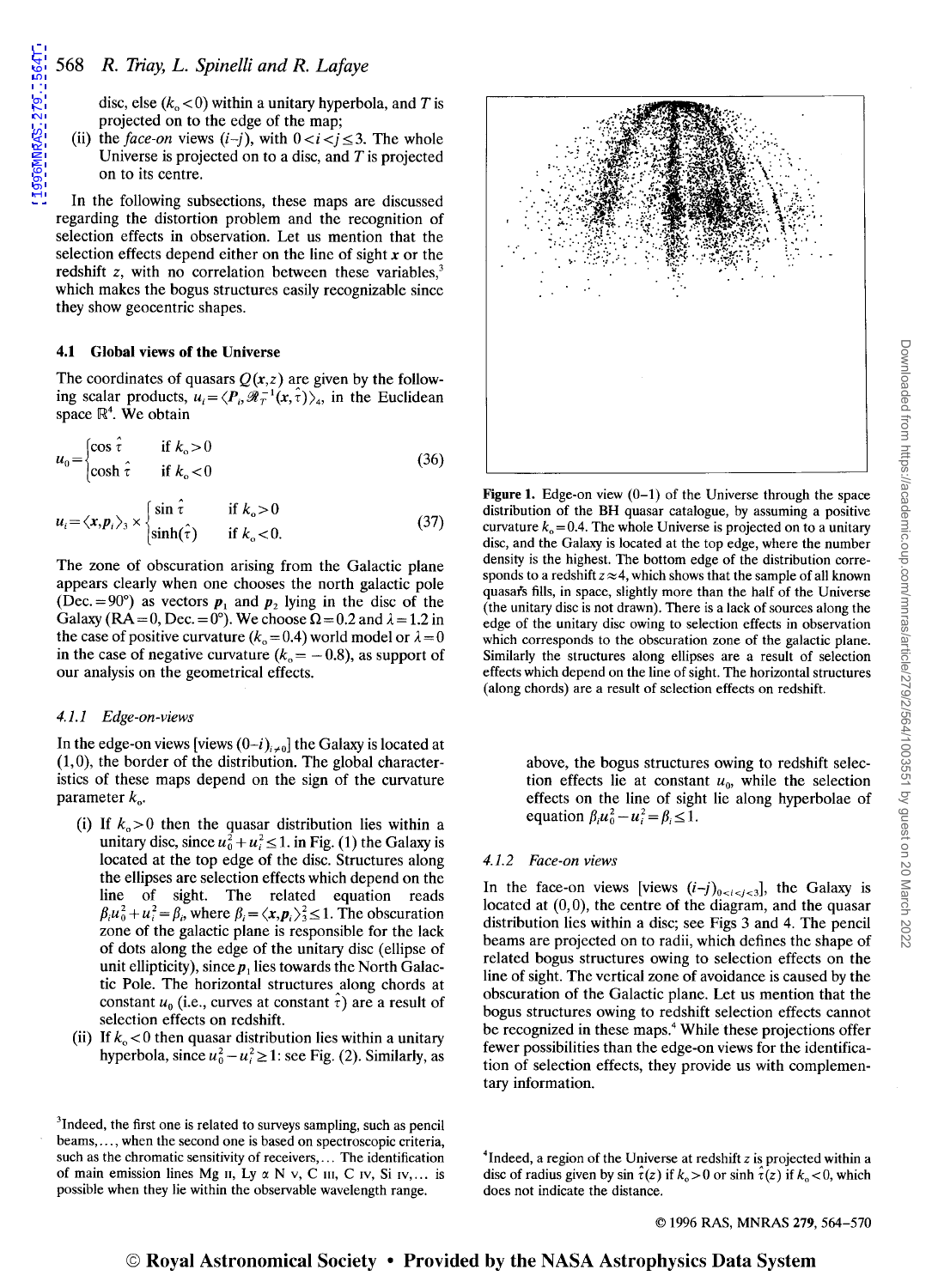disc, else ($k_o < 0$) within a unitary hyperbola, and $T$ is projected on to the edge of the map;

(ii) the *face-on* views ($i$–$j$), with $0 < i < j \leq 3$. The whole Universe is projected on to a disc, and $T$ is projected on to its centre.

In the following subsections, these maps are discussed regarding the distortion problem and the recognition of selection effects in observation. Let us mention that the selection effects depend either on the line of sight $\boldsymbol{x}$ or the redshift $z$, with no correlation between these variables,[3] which makes the bogus structures easily recognizable since they show geocentric shapes.

### 4.1 Global views of the Universe

The coordinates of quasars $Q(\boldsymbol{x}, z)$ are given by the following scalar products, $u_i = \langle \boldsymbol{P}_i, \mathscr{R}_T^{-1}(\boldsymbol{x}, \hat{\tau}) \rangle_4$, in the Euclidean space $\mathbb{R}^4$. We obtain

$$u_0 = \begin{cases} \cos \hat{\tau} & \text{if } k_o > 0 \\ \cosh \hat{\tau} & \text{if } k_o < 0 \end{cases} \tag{36}$$

$$u_i = \langle \boldsymbol{x}, \boldsymbol{p}_i \rangle_3 \times \begin{cases} \sin \hat{\tau} & \text{if } k_o > 0 \\ \sinh(\hat{\tau}) & \text{if } k_o < 0. \end{cases} \tag{37}$$

The zone of obscuration arising from the Galactic plane appears clearly when one chooses the north galactic pole (Dec. $= 90°$) as vectors $\boldsymbol{p}_1$ and $\boldsymbol{p}_2$ lying in the disc of the Galaxy (RA $= 0$, Dec. $= 0°$). We choose $\Omega = 0.2$ and $\lambda = 1.2$ in the case of positive curvature ($k_o = 0.4$) world model or $\lambda = 0$ in the case of negative curvature ($k_o = -0.8$), as support of our analysis on the geometrical effects.

#### *4.1.1 Edge-on-views*

In the edge-on views [views $(0\text{–}i)_{i \neq 0}$] the Galaxy is located at $(1, 0)$, the border of the distribution. The global characteristics of these maps depend on the sign of the curvature parameter $k_o$.

(i) If $k_o > 0$ then the quasar distribution lies within a unitary disc, since $u_0^2 + u_i^2 \leq 1$. in Fig. (1) the Galaxy is located at the top edge of the disc. Structures along the ellipses are selection effects which depend on the line of sight. The related equation reads $\beta_i u_0^2 + u_i^2 = \beta_i$, where $\beta_i = \langle \boldsymbol{x}, \boldsymbol{p}_i \rangle_3^2 \leq 1$. The obscuration zone of the galactic plane is responsible for the lack of dots along the edge of the unitary disc (ellipse of unit ellipticity), since $\boldsymbol{p}_1$ lies towards the North Galactic Pole. The horizontal structures along chords at constant $u_0$ (i.e., curves at constant $\hat{\tau}$) are a result of selection effects on redshift.

(ii) If $k_o < 0$ then quasar distribution lies within a unitary hyperbola, since $u_0^2 - u_i^2 \geq 1$: see Fig. (2). Similarly, as above, the bogus structures owing to redshift selection effects lie at constant $u_0$, while the selection effects on the line of sight lie along hyperbolae of equation $\beta_i u_0^2 - u_i^2 = \beta_i \leq 1$.

**Figure 1.** Edge-on view (0–1) of the Universe through the space distribution of the BH quasar catalogue, by assuming a positive curvature $k_o = 0.4$. The whole Universe is projected on to a unitary disc, and the Galaxy is located at the top edge, where the number density is the highest. The bottom edge of the distribution corresponds to a redshift $z \approx 4$, which shows that the sample of all known quasars fills, in space, slightly more than the half of the Universe (the unitary disc is not drawn). There is a lack of sources along the edge of the unitary disc owing to selection effects in observation which corresponds to the obscuration zone of the galactic plane. Similarly the structures along ellipses are a result of selection effects which depend on the line of sight. The horizontal structures (along chords) are a result of selection effects on redshift.

#### *4.1.2 Face-on views*

In the face-on views [views $(i\text{–}j)_{0<i<j<3}$], the Galaxy is located at $(0, 0)$, the centre of the diagram, and the quasar distribution lies within a disc; see Figs 3 and 4. The pencil beams are projected on to radii, which defines the shape of related bogus structures owing to selection effects on the line of sight. The vertical zone of avoidance is caused by the obscuration of the Galactic plane. Let us mention that the bogus structures owing to redshift selection effects cannot be recognized in these maps.[4] While these projections offer fewer possibilities than the edge-on views for the identification of selection effects, they provide us with complementary information.

[3] Indeed, the first one is related to surveys sampling, such as pencil beams, ..., when the second one is based on spectroscopic criteria, such as the chromatic sensitivity of receivers, ... The identification of main emission lines Mg II, Ly α N V, C III, C IV, Si IV, ... is possible when they lie within the observable wavelength range.

[4] Indeed, a region of the Universe at redshift $z$ is projected within a disc of radius given by $\sin \hat{\tau}(z)$ if $k_o > 0$ or $\sinh \hat{\tau}(z)$ if $k_o < 0$, which does not indicate the distance.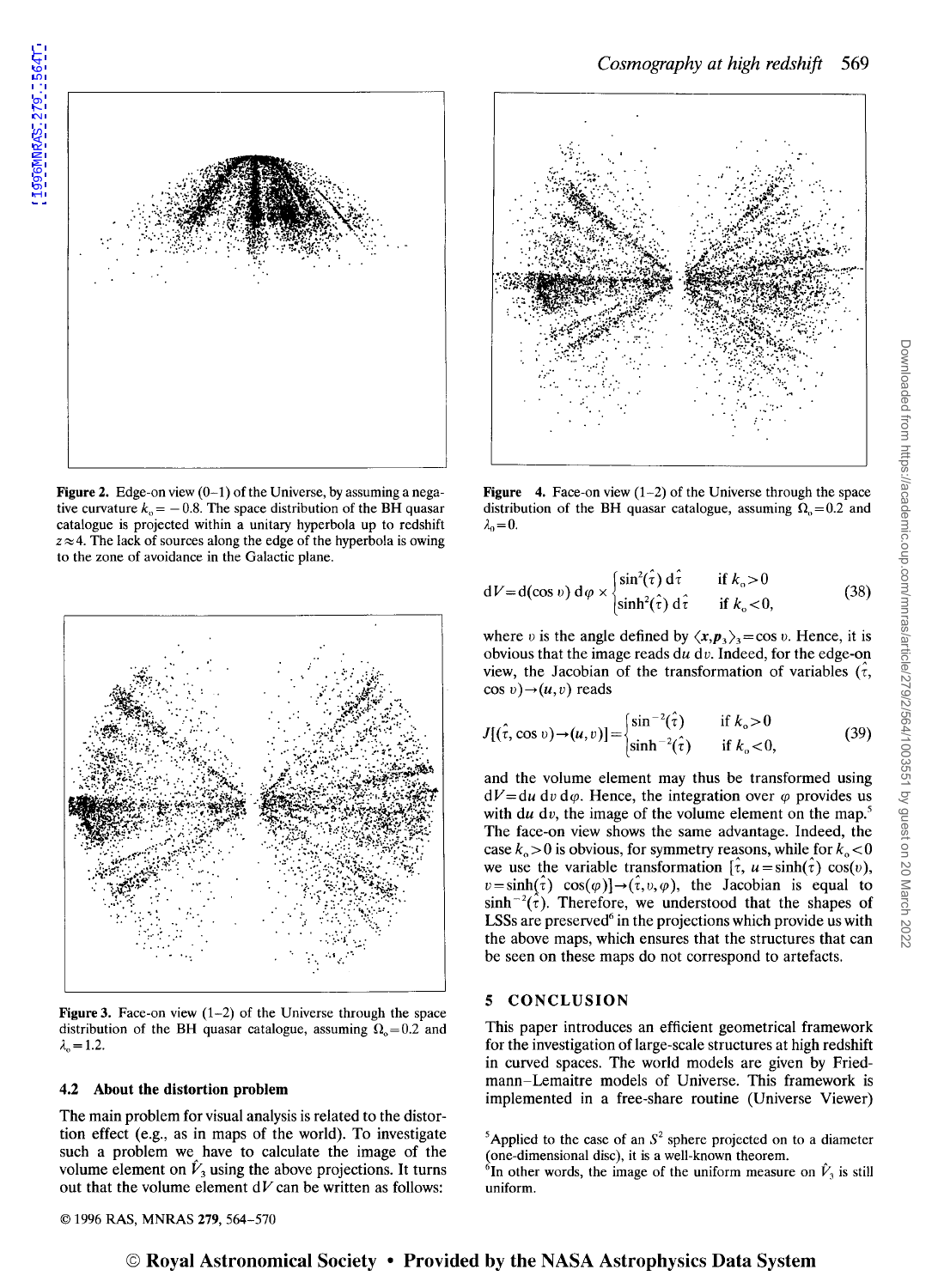Figure 2. Edge-on view (0–1) of the Universe, by assuming a negative curvature $k_o = -0.8$. The space distribution of the BH quasar catalogue is projected within a unitary hyperbola up to redshift $z \approx 4$. The lack of sources along the edge of the hyperbola is owing to the zone of avoidance in the Galactic plane.

Figure 3. Face-on view (1–2) of the Universe through the space distribution of the BH quasar catalogue, assuming $\Omega_o = 0.2$ and $\lambda_o = 1.2$.

### 4.2 About the distortion problem

The main problem for visual analysis is related to the distortion effect (e.g., as in maps of the world). To investigate such a problem we have to calculate the image of the volume element on $\hat{V}_3$ using the above projections. It turns out that the volume element $dV$ can be written as follows:

Figure 4. Face-on view (1–2) of the Universe through the space distribution of the BH quasar catalogue, assuming $\Omega_o = 0.2$ and $\lambda_o = 0$.

$$dV = d(\cos\upsilon)\, d\varphi \times \begin{cases} \sin^2(\hat{\tau})\, d\hat{\tau} & \text{if } k_o > 0 \\ \sinh^2(\hat{\tau})\, d\hat{\tau} & \text{if } k_o < 0, \end{cases} \tag{38}$$

where $\upsilon$ is the angle defined by $\langle \boldsymbol{x}, \boldsymbol{p}_3 \rangle_3 = \cos\upsilon$. Hence, it is obvious that the image reads $du\, dv$. Indeed, for the edge-on view, the Jacobian of the transformation of variables $(\hat{\tau}, \cos\upsilon) \to (u, \upsilon)$ reads

$$J[(\hat{\tau}, \cos\upsilon) \to (u, \upsilon)] = \begin{cases} \sin^{-2}(\hat{\tau}) & \text{if } k_o > 0 \\ \sinh^{-2}(\hat{\tau}) & \text{if } k_o < 0, \end{cases} \tag{39}$$

and the volume element may thus be transformed using $dV = du\, dv\, d\varphi$. Hence, the integration over $\varphi$ provides us with $du\, dv$, the image of the volume element on the map.[5] The face-on view shows the same advantage. Indeed, the case $k_o > 0$ is obvious, for symmetry reasons, while for $k_o < 0$ we use the variable transformation $[\hat{\tau}, u = \sinh(\hat{\tau}) \cos(\upsilon), v = \sinh(\hat{\tau}) \cos(\varphi)] \to (\hat{\tau}, \upsilon, \varphi)$, the Jacobian is equal to $\sinh^{-2}(\hat{\tau})$. Therefore, we understood that the shapes of LSSs are preserved[6] in the projections which provide us with the above maps, which ensures that the structures that can be seen on these maps do not correspond to artefacts.

## 5 CONCLUSION

This paper introduces an efficient geometrical framework for the investigation of large-scale structures at high redshift in curved spaces. The world models are given by Friedmann–Lemaitre models of Universe. This framework is implemented in a free-share routine (Universe Viewer)

[5] Applied to the case of an $S^2$ sphere projected on to a diameter (one-dimensional disc), it is a well-known theorem.

[6] In other words, the image of the uniform measure on $\hat{V}_3$ is still uniform.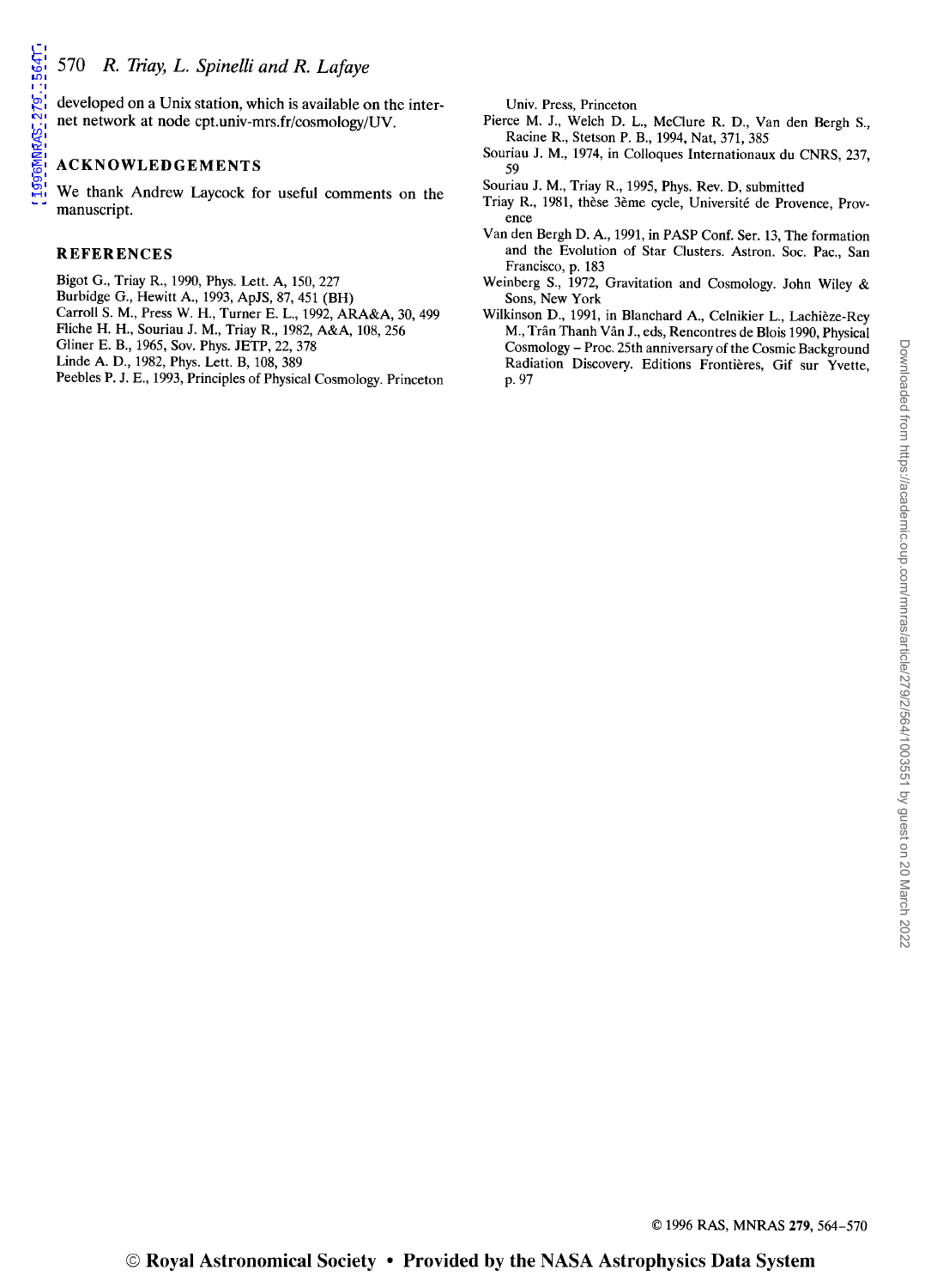developed on a Unix station, which is available on the internet network at node cpt.univ-mrs.fr/cosmology/UV.

## ACKNOWLEDGEMENTS

We thank Andrew Laycock for useful comments on the manuscript.

## REFERENCES

Bigot G., Triay R., 1990, Phys. Lett. A, 150, 227
Burbidge G., Hewitt A., 1993, ApJS, 87, 451 (BH)
Carroll S. M., Press W. H., Turner E. L., 1992, ARA&A, 30, 499
Fliche H. H., Souriau J. M., Triay R., 1982, A&A, 108, 256
Gliner E. B., 1965, Sov. Phys. JETP, 22, 378
Linde A. D., 1982, Phys. Lett. B, 108, 389
Peebles P. J. E., 1993, Principles of Physical Cosmology. Princeton Univ. Press, Princeton
Pierce M. J., Welch D. L., McClure R. D., Van den Bergh S., Racine R., Stetson P. B., 1994, Nat, 371, 385
Souriau J. M., 1974, in Colloques Internationaux du CNRS, 237, 59
Souriau J. M., Triay R., 1995, Phys. Rev. D, submitted
Triay R., 1981, thèse 3ème cycle, Université de Provence, Provence
Van den Bergh D. A., 1991, in PASP Conf. Ser. 13, The formation and the Evolution of Star Clusters. Astron. Soc. Pac., San Francisco, p. 183
Weinberg S., 1972, Gravitation and Cosmology. John Wiley & Sons, New York
Wilkinson D., 1991, in Blanchard A., Celnikier L., Lachièze-Rey M., Trân Thanh Vân J., eds, Rencontres de Blois 1990, Physical Cosmology – Proc. 25th anniversary of the Cosmic Background Radiation Discovery. Editions Frontières, Gif sur Yvette, p. 97